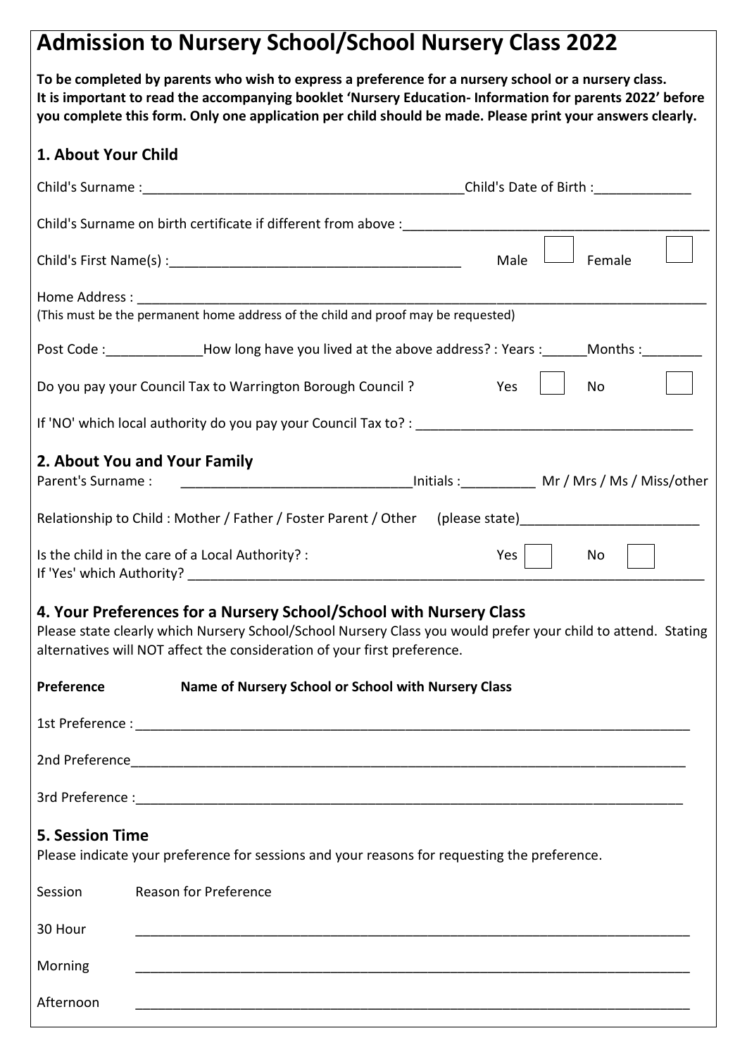# Admission to Nursery School/School Nursery Class 2022

**To be completed by parents who wish to express a preference for a nursery school or a nursery class. It is important to read the accompanying booklet 'Nursery Education- Information for parents 2022' before you complete this form. Only one application per child should be made. Please print your answers clearly.**

## 1. About Your Child

Child's Surname :__________________________________________Child's Date of Birth :_____________

Child's Surname on birth certificate if different from above :_________________________________________

Child's First Name(s) :_______________________________________ Male ☐ Female ☐

Home Address : ______________________________________________________________________________
(This must be the permanent home address of the child and proof may be requested)

Post Code :_____________How long have you lived at the above address? : Years :______Months :________

Do you pay your Council Tax to Warrington Borough Council ? Yes ☐ No ☐

If 'NO' which local authority do you pay your Council Tax to? : _____________________________________

## 2. About You and Your Family

Parent's Surname : _______________________________Initials :__________ Mr / Mrs / Ms / Miss/other

Relationship to Child : Mother / Father / Foster Parent / Other (please state)________________________

Is the child in the care of a Local Authority? : Yes ☐ No ☐
If 'Yes' which Authority? ____________________________________________________________________

## 4. Your Preferences for a Nursery School/School with Nursery Class

Please state clearly which Nursery School/School Nursery Class you would prefer your child to attend. Stating alternatives will NOT affect the consideration of your first preference.

**Preference** **Name of Nursery School or School with Nursery Class**

1st Preference : _____________________________________________________________________________

2nd Preference______________________________________________________________________________

3rd Preference :_____________________________________________________________________________

## 5. Session Time

Please indicate your preference for sessions and your reasons for requesting the preference.

Session Reason for Preference

30 Hour _____________________________________________________________________________

Morning _____________________________________________________________________________

Afternoon _____________________________________________________________________________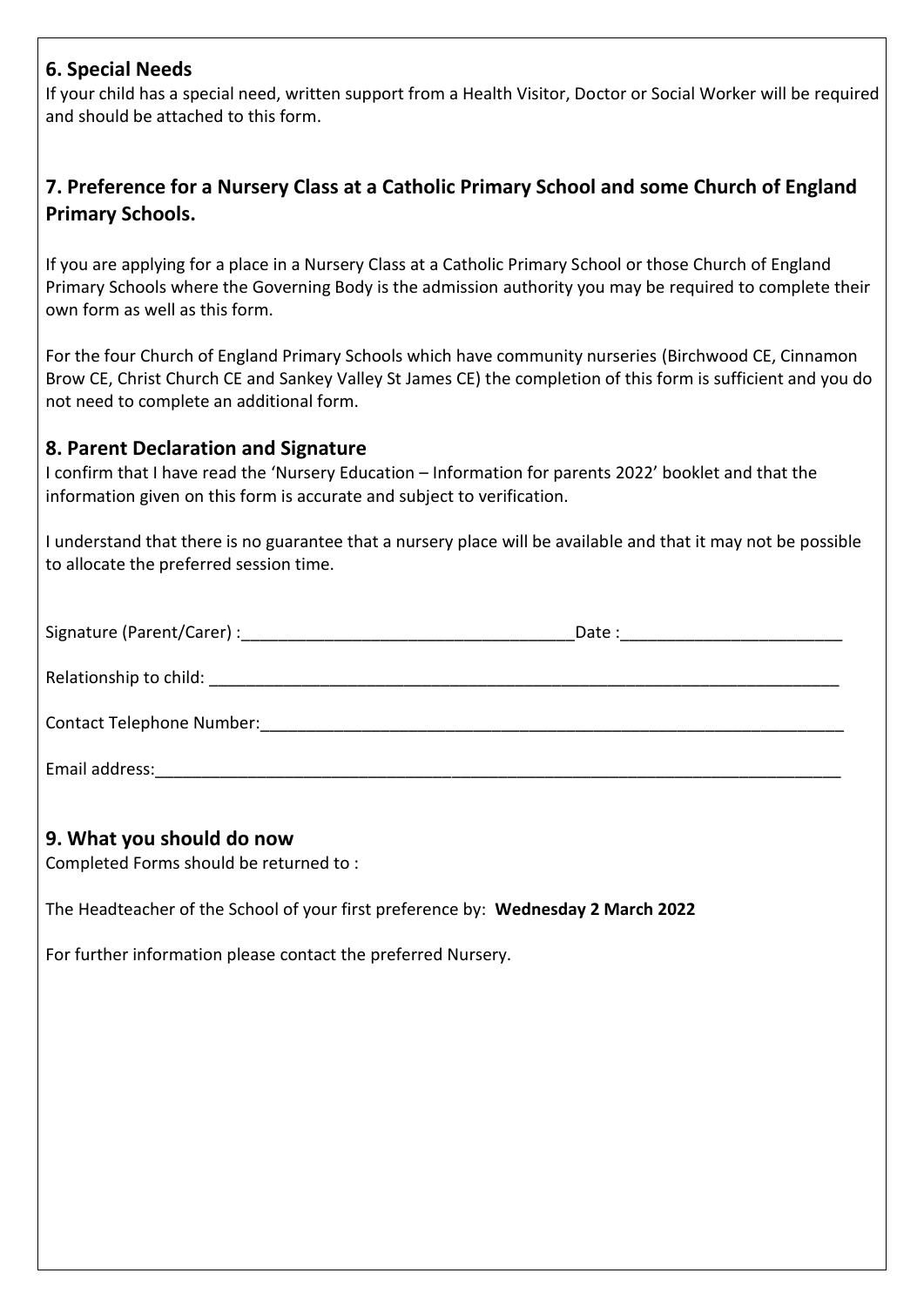## 6. Special Needs

If your child has a special need, written support from a Health Visitor, Doctor or Social Worker will be required and should be attached to this form.

## 7. Preference for a Nursery Class at a Catholic Primary School and some Church of England Primary Schools.

If you are applying for a place in a Nursery Class at a Catholic Primary School or those Church of England Primary Schools where the Governing Body is the admission authority you may be required to complete their own form as well as this form.

For the four Church of England Primary Schools which have community nurseries (Birchwood CE, Cinnamon Brow CE, Christ Church CE and Sankey Valley St James CE) the completion of this form is sufficient and you do not need to complete an additional form.

## 8. Parent Declaration and Signature

I confirm that I have read the 'Nursery Education – Information for parents 2022' booklet and that the information given on this form is accurate and subject to verification.

I understand that there is no guarantee that a nursery place will be available and that it may not be possible to allocate the preferred session time.

Signature (Parent/Carer) :____________________________________Date :________________________

Relationship to child: ________________________________________________________________________

Contact Telephone Number:____________________________________________________________________

Email address:__________________________________________________________________________

## 9. What you should do now

Completed Forms should be returned to :

The Headteacher of the School of your first preference by: **Wednesday 2 March 2022**

For further information please contact the preferred Nursery.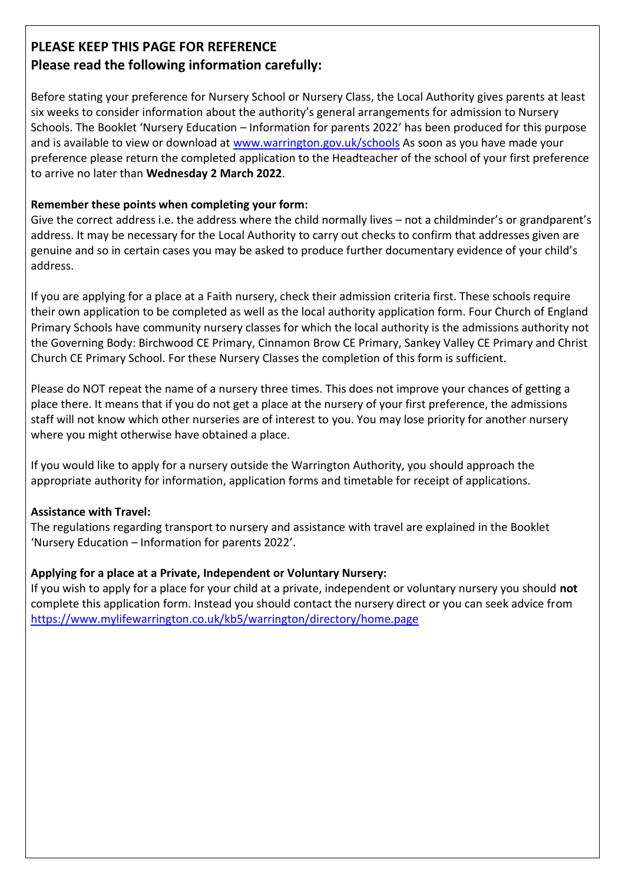## PLEASE KEEP THIS PAGE FOR REFERENCE
## Please read the following information carefully:

Before stating your preference for Nursery School or Nursery Class, the Local Authority gives parents at least six weeks to consider information about the authority's general arrangements for admission to Nursery Schools. The Booklet 'Nursery Education – Information for parents 2022' has been produced for this purpose and is available to view or download at [www.warrington.gov.uk/schools](www.warrington.gov.uk/schools) As soon as you have made your preference please return the completed application to the Headteacher of the school of your first preference to arrive no later than **Wednesday 2 March 2022**.

**Remember these points when completing your form:**

Give the correct address i.e. the address where the child normally lives – not a childminder's or grandparent's address. It may be necessary for the Local Authority to carry out checks to confirm that addresses given are genuine and so in certain cases you may be asked to produce further documentary evidence of your child's address.

If you are applying for a place at a Faith nursery, check their admission criteria first. These schools require their own application to be completed as well as the local authority application form. Four Church of England Primary Schools have community nursery classes for which the local authority is the admissions authority not the Governing Body: Birchwood CE Primary, Cinnamon Brow CE Primary, Sankey Valley CE Primary and Christ Church CE Primary School. For these Nursery Classes the completion of this form is sufficient.

Please do NOT repeat the name of a nursery three times. This does not improve your chances of getting a place there. It means that if you do not get a place at the nursery of your first preference, the admissions staff will not know which other nurseries are of interest to you. You may lose priority for another nursery where you might otherwise have obtained a place.

If you would like to apply for a nursery outside the Warrington Authority, you should approach the appropriate authority for information, application forms and timetable for receipt of applications.

**Assistance with Travel:**

The regulations regarding transport to nursery and assistance with travel are explained in the Booklet 'Nursery Education – Information for parents 2022'.

**Applying for a place at a Private, Independent or Voluntary Nursery:**

If you wish to apply for a place for your child at a private, independent or voluntary nursery you should **not** complete this application form. Instead you should contact the nursery direct or you can seek advice from [https://www.mylifewarrington.co.uk/kb5/warrington/directory/home.page](https://www.mylifewarrington.co.uk/kb5/warrington/directory/home.page)